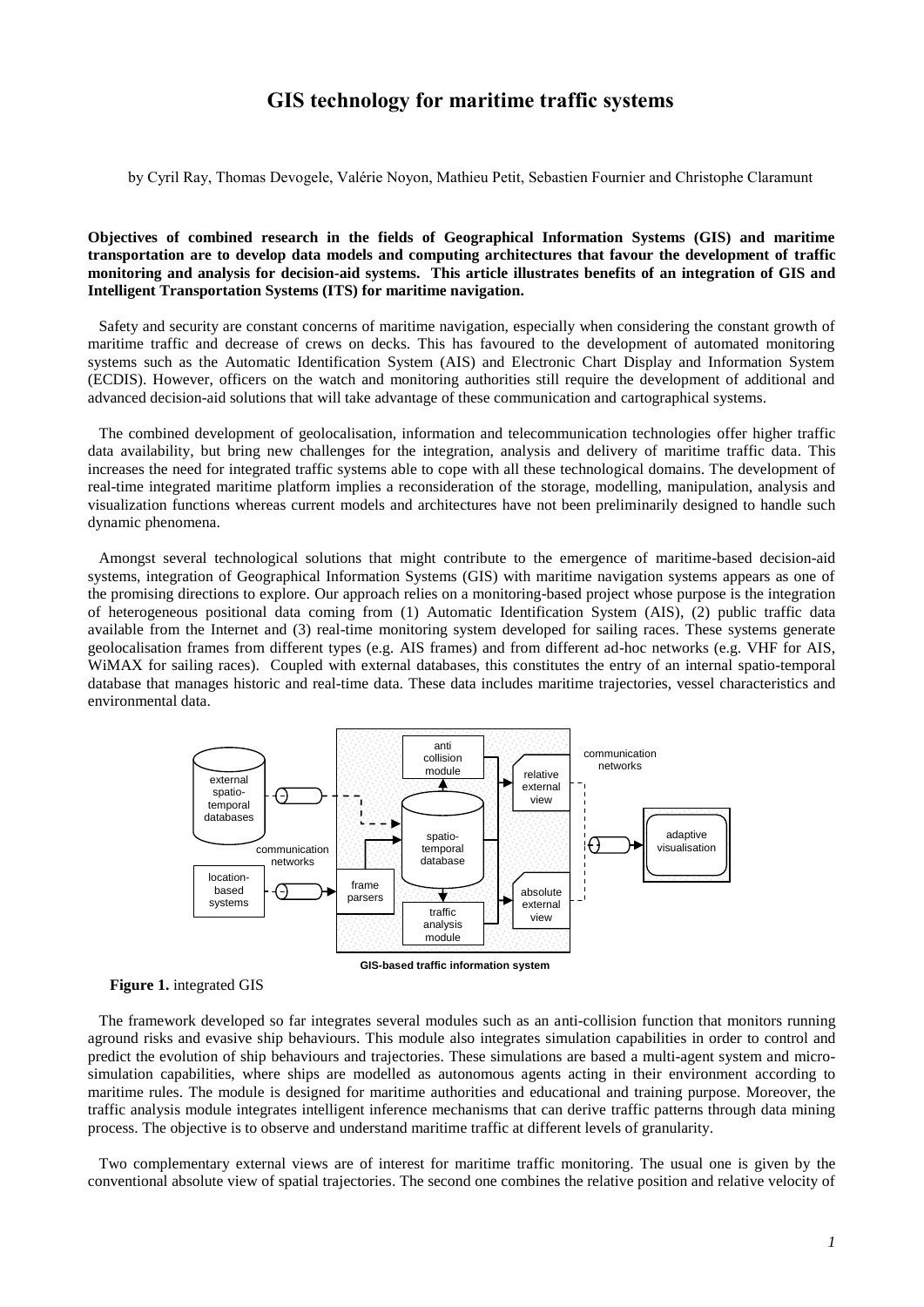# GIS technology for maritime traffic systems

by Cyril Ray, Thomas Devogele, Valérie Noyon, Mathieu Petit, Sebastien Fournier and Christophe Claramunt

**Objectives of combined research in the fields of Geographical Information Systems (GIS) and maritime transportation are to develop data models and computing architectures that favour the development of traffic monitoring and analysis for decision-aid systems. This article illustrates benefits of an integration of GIS and Intelligent Transportation Systems (ITS) for maritime navigation.**

Safety and security are constant concerns of maritime navigation, especially when considering the constant growth of maritime traffic and decrease of crews on decks. This has favoured to the development of automated monitoring systems such as the Automatic Identification System (AIS) and Electronic Chart Display and Information System (ECDIS). However, officers on the watch and monitoring authorities still require the development of additional and advanced decision-aid solutions that will take advantage of these communication and cartographical systems.

The combined development of geolocalisation, information and telecommunication technologies offer higher traffic data availability, but bring new challenges for the integration, analysis and delivery of maritime traffic data. This increases the need for integrated traffic systems able to cope with all these technological domains. The development of real-time integrated maritime platform implies a reconsideration of the storage, modelling, manipulation, analysis and visualization functions whereas current models and architectures have not been preliminarily designed to handle such dynamic phenomena.

Amongst several technological solutions that might contribute to the emergence of maritime-based decision-aid systems, integration of Geographical Information Systems (GIS) with maritime navigation systems appears as one of the promising directions to explore. Our approach relies on a monitoring-based project whose purpose is the integration of heterogeneous positional data coming from (1) Automatic Identification System (AIS), (2) public traffic data available from the Internet and (3) real-time monitoring system developed for sailing races. These systems generate geolocalisation frames from different types (e.g. AIS frames) and from different ad-hoc networks (e.g. VHF for AIS, WiMAX for sailing races). Coupled with external databases, this constitutes the entry of an internal spatio-temporal database that manages historic and real-time data. These data includes maritime trajectories, vessel characteristics and environmental data.

**Figure 1.** integrated GIS

The framework developed so far integrates several modules such as an anti-collision function that monitors running aground risks and evasive ship behaviours. This module also integrates simulation capabilities in order to control and predict the evolution of ship behaviours and trajectories. These simulations are based a multi-agent system and micro-simulation capabilities, where ships are modelled as autonomous agents acting in their environment according to maritime rules. The module is designed for maritime authorities and educational and training purpose. Moreover, the traffic analysis module integrates intelligent inference mechanisms that can derive traffic patterns through data mining process. The objective is to observe and understand maritime traffic at different levels of granularity.

Two complementary external views are of interest for maritime traffic monitoring. The usual one is given by the conventional absolute view of spatial trajectories. The second one combines the relative position and relative velocity of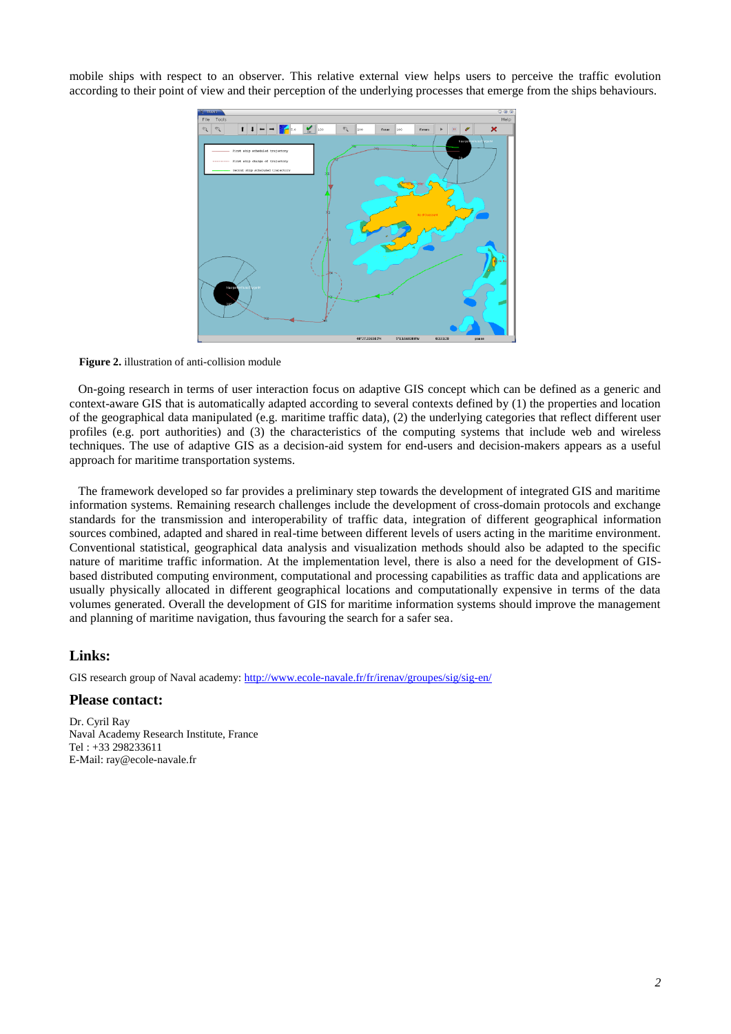mobile ships with respect to an observer. This relative external view helps users to perceive the traffic evolution according to their point of view and their perception of the underlying processes that emerge from the ships behaviours.

**Figure 2.** illustration of anti-collision module

On-going research in terms of user interaction focus on adaptive GIS concept which can be defined as a generic and context-aware GIS that is automatically adapted according to several contexts defined by (1) the properties and location of the geographical data manipulated (e.g. maritime traffic data), (2) the underlying categories that reflect different user profiles (e.g. port authorities) and (3) the characteristics of the computing systems that include web and wireless techniques. The use of adaptive GIS as a decision-aid system for end-users and decision-makers appears as a useful approach for maritime transportation systems.

The framework developed so far provides a preliminary step towards the development of integrated GIS and maritime information systems. Remaining research challenges include the development of cross-domain protocols and exchange standards for the transmission and interoperability of traffic data, integration of different geographical information sources combined, adapted and shared in real-time between different levels of users acting in the maritime environment. Conventional statistical, geographical data analysis and visualization methods should also be adapted to the specific nature of maritime traffic information. At the implementation level, there is also a need for the development of GIS-based distributed computing environment, computational and processing capabilities as traffic data and applications are usually physically allocated in different geographical locations and computationally expensive in terms of the data volumes generated. Overall the development of GIS for maritime information systems should improve the management and planning of maritime navigation, thus favouring the search for a safer sea.

## Links:

GIS research group of Naval academy: http://www.ecole-navale.fr/fr/irenav/groupes/sig/sig-en/

## Please contact:

Dr. Cyril Ray
Naval Academy Research Institute, France
Tel : +33 298233611
E-Mail: ray@ecole-navale.fr